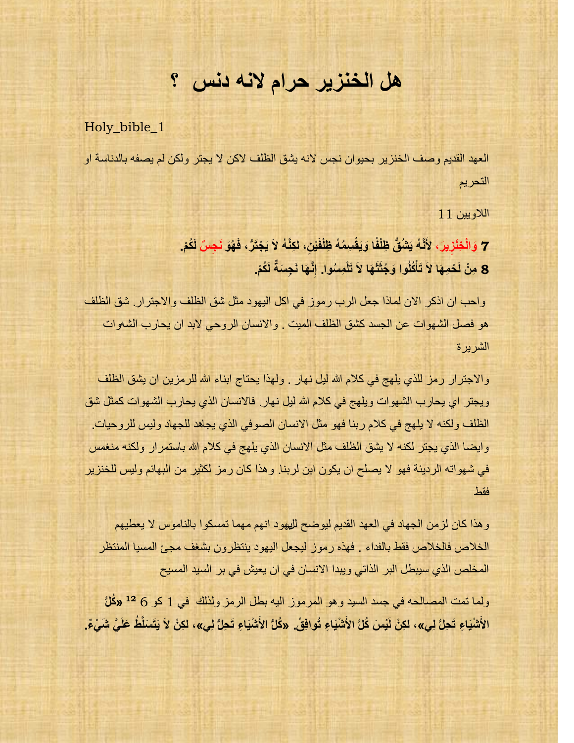# هل الخنزير حرام لانه دنس ؟

Holy_bible_1

العهد القديم وصف الخنزير بحيوان نجس لانه يشق الظلف لاكن لا يجتر ولكن لم يصفه بالدناسة او التحريم

اللاويين 11

**7 وَالْخِنْزِيرَ، لأَنَّهُ يَشُقُّ ظِلْفًا وَيَقْسِمُهُ ظِلْفَيْنِ، لكِنَّهُ لاَ يَجْتَرُّ، فَهُوَ نَجِسٌ لَكُمْ.**
**8 مِنْ لَحْمِهَا لاَ تَأْكُلُوا وَجُثَثَهَا لاَ تَلْمِسُوا. إِنَّهَا نَجِسَةٌ لَكُمْ.**

واحب ان اذكر الان لماذا جعل الرب رموز في اكل اليهود مثل شق الظلف والاجترار. شق الظلف هو فصل الشهوات عن الجسد كشق الظلف الميت . والانسان الروحي لابد ان يحارب الشهوات الشريرة

والاجترار رمز للذي يلهج في كلام الله ليل نهار . ولهذا يحتاج ابناء الله للرمزين ان يشق الظلف ويجتر اي يحارب الشهوات ويلهج في كلام الله ليل نهار. فالانسان الذي يحارب الشهوات كمثل شق الظلف ولكنه لا يلهج في كلام ربنا فهو مثل الانسان الصوفي الذي يجاهد للجهاد وليس للروحيات. وايضا الذي يجتر لكنه لا يشق الظلف مثل الانسان الذي يلهج في كلام الله باستمرار ولكنه منغمس في شهواته الرديئة فهو لا يصلح ان يكون ابن لربنا. وهذا كان رمز لكثير من البهائم وليس للخنزير فقط

وهذا كان لزمن الجهاد في العهد القديم ليوضح لليهود انهم مهما تمسكوا بالناموس لا يعطيهم الخلاص فالخلاص فقط بالفداء . فهذه رموز ليجعل اليهود ينتظرون بشغف مجئ المسيا المنتظر المخلص الذي سيبطل البر الذاتي ويبدا الانسان في ان يعيش في بر السيد المسيح

ولما تمت المصالحه في جسد السيد وهو المرموز اليه بطل الرمز ولذلك في 1 كو 6 **12 «كُلُّ الأَشْيَاءِ تَحِلُّ لِي»، لكِنْ لَيْسَ كُلُّ الأَشْيَاءِ تُوافِقُ. «كُلُّ الأَشْيَاءِ تَحِلُّ لِي»، لكِنْ لاَ يَتَسَلَّطُ عَلَيَّ شَيْءٌ.**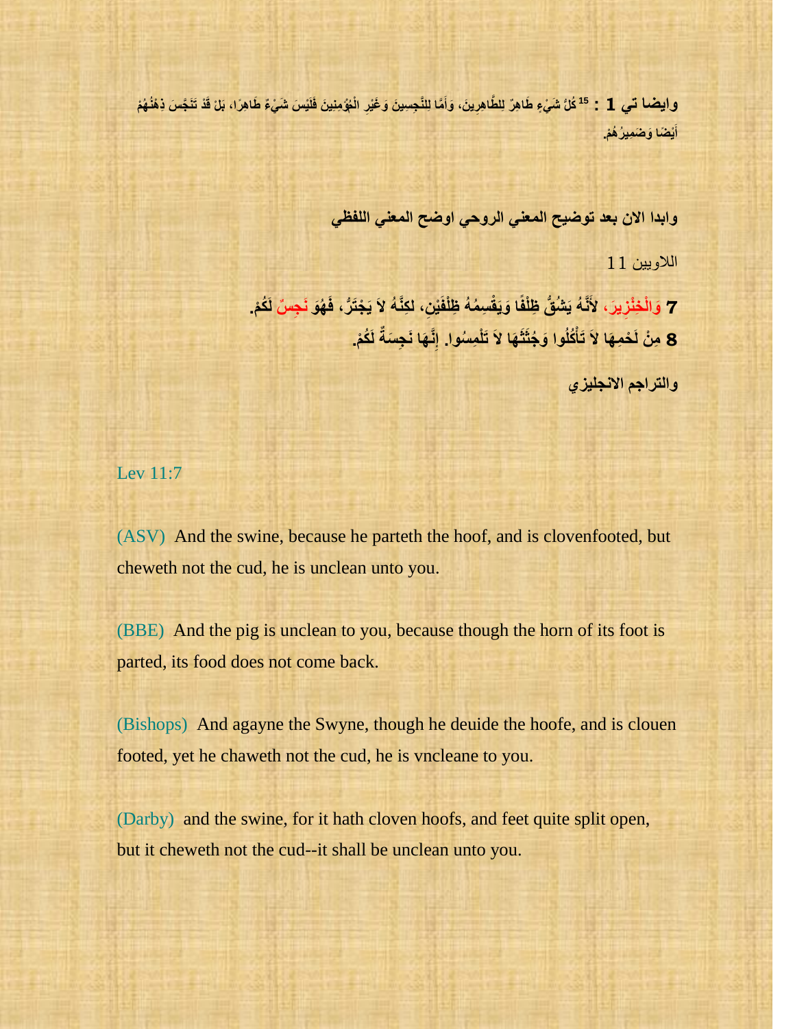**وايضا تي 1 : [15] كُلُّ شَيْءٍ طَاهِرٌ لِلطَّاهِرِينَ، وَأَمَّا لِلنَّجِسِينَ وَغَيْرِ الْمُؤْمِنِينَ فَلَيْسَ شَيْءٌ طَاهِرًا، بَلْ قَدْ تَنَجَّسَ ذِهْنُهُمْ أَيْضًا وَضَمِيرُهُمْ.**

**وابدا الان بعد توضيح المعني الروحي اوضح المعني اللفظي**

اللاويين 11

**7 وَالْخِنْزِيرَ، لأَنَّهُ يَشُقُّ ظِلْفًا وَيَقْسِمُهُ ظِلْفَيْنِ، لكِنَّهُ لاَ يَجْتَرُّ، فَهُوَ نَجِسٌ لَكُمْ.**
**8 مِنْ لَحْمِهَا لاَ تَأْكُلُوا وَجُثَثَهَا لاَ تَلْمِسُوا. إِنَّهَا نَجِسَةٌ لَكُمْ.**

**والتراجم الانجليزي**

Lev 11:7

(ASV) And the swine, because he parteth the hoof, and is clovenfooted, but cheweth not the cud, he is unclean unto you.

(BBE) And the pig is unclean to you, because though the horn of its foot is parted, its food does not come back.

(Bishops) And agayne the Swyne, though he deuide the hoofe, and is clouen footed, yet he chaweth not the cud, he is vncleane to you.

(Darby) and the swine, for it hath cloven hoofs, and feet quite split open, but it cheweth not the cud--it shall be unclean unto you.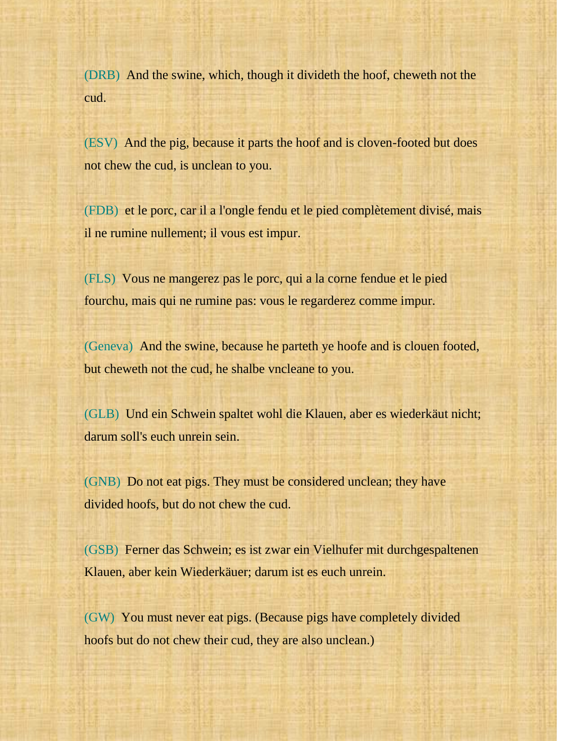(DRB) And the swine, which, though it divideth the hoof, cheweth not the cud.

(ESV) And the pig, because it parts the hoof and is cloven-footed but does not chew the cud, is unclean to you.

(FDB) et le porc, car il a l'ongle fendu et le pied complètement divisé, mais il ne rumine nullement; il vous est impur.

(FLS) Vous ne mangerez pas le porc, qui a la corne fendue et le pied fourchu, mais qui ne rumine pas: vous le regarderez comme impur.

(Geneva) And the swine, because he parteth ye hoofe and is clouen footed, but cheweth not the cud, he shalbe vncleane to you.

(GLB) Und ein Schwein spaltet wohl die Klauen, aber es wiederkäut nicht; darum soll's euch unrein sein.

(GNB) Do not eat pigs. They must be considered unclean; they have divided hoofs, but do not chew the cud.

(GSB) Ferner das Schwein; es ist zwar ein Vielhufer mit durchgespaltenen Klauen, aber kein Wiederkäuer; darum ist es euch unrein.

(GW) You must never eat pigs. (Because pigs have completely divided hoofs but do not chew their cud, they are also unclean.)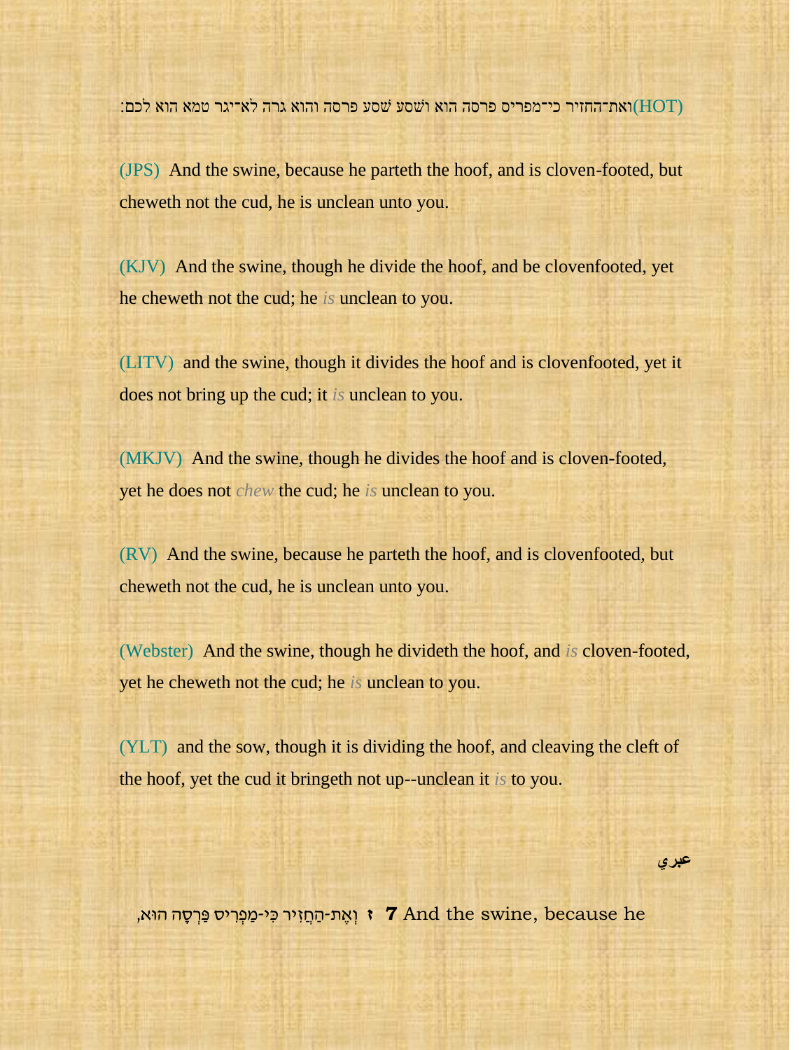(HOT) ואת־החזיר כי־מפריס פרסה הוא ושסע שסע פרסה והוא גרה לא־יגר טמא הוא לכם:

(JPS) And the swine, because he parteth the hoof, and is cloven-footed, but cheweth not the cud, he is unclean unto you.

(KJV) And the swine, though he divide the hoof, and be clovenfooted, yet he cheweth not the cud; he *is* unclean to you.

(LITV) and the swine, though it divides the hoof and is clovenfooted, yet it does not bring up the cud; it *is* unclean to you.

(MKJV) And the swine, though he divides the hoof and is cloven-footed, yet he does not *chew* the cud; he *is* unclean to you.

(RV) And the swine, because he parteth the hoof, and is clovenfooted, but cheweth not the cud, he is unclean unto you.

(Webster) And the swine, though he divideth the hoof, and *is* cloven-footed, yet he cheweth not the cud; he *is* unclean to you.

(YLT) and the sow, though it is dividing the hoof, and cleaving the cleft of the hoof, yet the cud it bringeth not up--unclean it *is* to you.

عبري

וְאֶת-הַחֲזִיר כִּי-מַפְרִיס פַּרְסָה הוּא, **ז** **7** And the swine, because he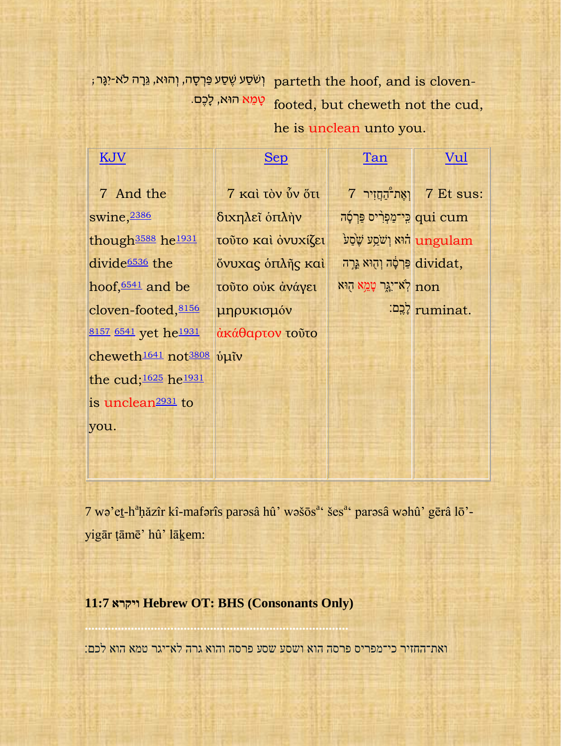| | |
|---|---|
| וְשֹׁסַע שֶׁסַע פַּרְסָה, וְהוּא, גֵּרָה לֹא-יִגָּר; טָמֵא הוּא, לָכֶם. | parteth the hoof, and is cloven-footed, but cheweth not the cud, he is unclean unto you. |

| KJV | Sep | Tan | Vul |
|---|---|---|---|
| 7 And the swine,[2386] though[3588] he[1931] divide[6536] the hoof,[6541] and be cloven-footed,[8156] [8157] [6541] yet he[1931] cheweth[1641] not[3808] the cud;[1625] he[1931] is unclean[2931] to you. | 7 καὶ τὸν ὗν ὅτι διχηλεῖ ὁπλὴν τοῦτο καὶ ὀνυχίζει ὄνυχας ὁπλῆς καὶ τοῦτο οὐκ ἀνάγει μηρυκισμόν ἀκάθαρτον τοῦτο ὑμῖν | 7 וְאֶת־הַֽחֲזִיר כִּֽי־מַפְרִ֨יס פַּרְסָ֜ה ה֗וּא וְשֹׁסַ֥ע שֶׁ֙סַע֙ פַּרְסָ֔ה וְה֖וּא גֵּרָ֣ה לֹֽא־יִגָּ֑ר טָמֵ֥א ה֖וּא לָכֶֽם׃ | 7 Et sus: qui cum ungulam dividat, non ruminat. |

7 wəʼeṯ-haḥăzîr kî-mafərîs parəsâ hûʼ wəšōsaʻ šesaʻ parəsâ wəhûʼ gērâ lōʼ-yigār ṭāmēʼ hûʼ lāḵem:

**11:7 ויקרא Hebrew OT: BHS (Consonants Only)**

ואת־החזיר כי־מפריס פרסה הוא ושסע שסע פרסה והוא גרה לא־יגר טמא הוא לכם׃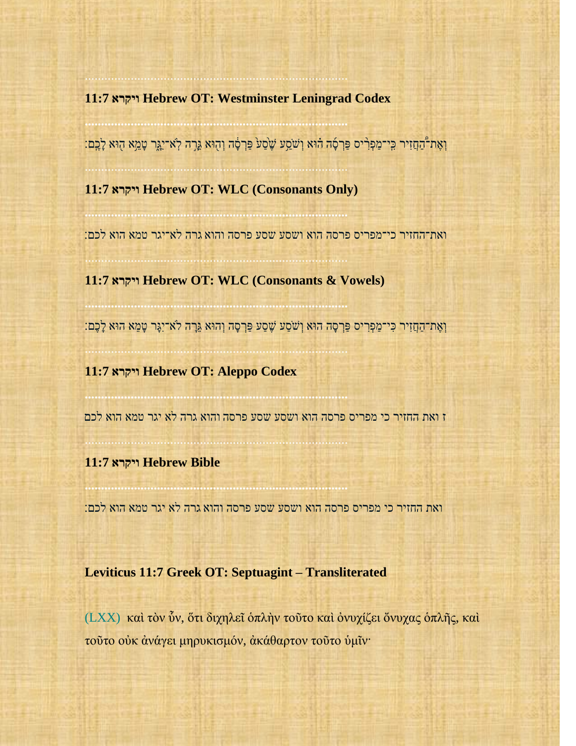### 11:7 ויקרא Hebrew OT: Westminster Leningrad Codex

וְאֶת־֠הַחֲזִיר כִּֽי־מַפְרִ֨יס פַּרְסָ֜ה ה֗וּא וְשֹׁסַ֥ע שֶׁ֙סַע֙ פַּרְסָ֔ה וְה֖וּא גֵּרָ֣ה לֹֽא־יִגָּ֑ר טָמֵ֥א ה֖וּא לָכֶֽם׃

### 11:7 ויקרא Hebrew OT: WLC (Consonants Only)

ואת־החזיר כי־מפריס פרסה הוא ושסע שסע פרסה והוא גרה לא־יגר טמא הוא לכם׃

### 11:7 ויקרא Hebrew OT: WLC (Consonants & Vowels)

וְאֶת־הַחֲזִיר כִּי־מַפְרִיס פַּרְסָה הוּא וְשֹׁסַע שֶׁסַע פַּרְסָה וְהוּא גֵּרָה לֹא־יִגָּר טָמֵא הוּא לָכֶם׃

### 11:7 ויקרא Hebrew OT: Aleppo Codex

ז ואת החזיר כי מפריס פרסה הוא ושסע שסע פרסה והוא גרה לא יגר טמא הוא לכם

### 11:7 ויקרא Hebrew Bible

ואת החזיר כי מפריס פרסה הוא ושסע שסע פרסה והוא גרה לא יגר טמא הוא לכם׃

### Leviticus 11:7 Greek OT: Septuagint – Transliterated

(LXX) καὶ τὸν ὗν, ὅτι διχηλεῖ ὁπλὴν τοῦτο καὶ ὀνυχίζει ὄνυχας ὁπλῆς, καὶ τοῦτο οὐκ ἀνάγει μηρυκισμόν, ἀκάθαρτον τοῦτο ὑμῖν·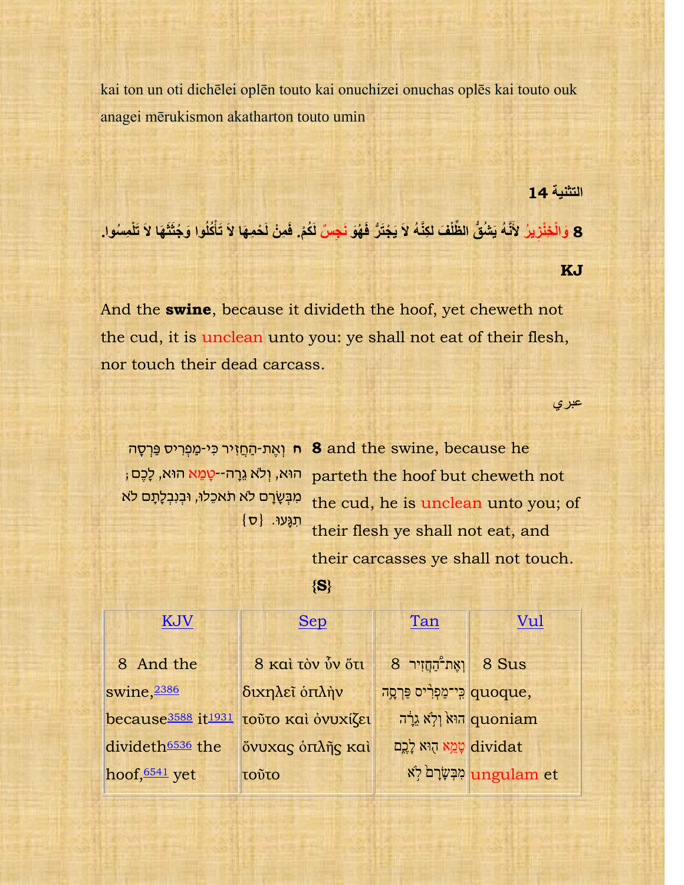kai ton un oti dichēlei oplēn touto kai onuchizei onuchas oplēs kai touto ouk anagei mērukismon akatharton touto umin

**التثنية 14**

**8** وَالْخِنْزِيرُ لأَنَّهُ يَشُقُّ الظِّلْفَ لكِنَّهُ لاَ يَجْتَرُّ فَهُوَ نَجِسٌ لَكُمْ. فَمِنْ لَحْمِهَا لاَ تَأْكُلُوا وَجُثَثَهَا لاَ تَلْمِسُوا.

**KJ**

And the **swine**, because it divideth the hoof, yet cheweth not the cud, it is unclean unto you: ye shall not eat of their flesh, nor touch their dead carcass.

عبري

**ח** וְאֶת-הַחֲזִיר כִּי-מַפְרִיס פַּרְסָה הוּא, וְלֹא גֵרָה--טָמֵא הוּא, לָכֶם; מִבְּשָׂרָם לֹא תֹאכֵלוּ, וּבְנִבְלָתָם לֹא תִגָּעוּ. {ס}

**8** and the swine, because he parteth the hoof but cheweth not the cud, he is unclean unto you; of their flesh ye shall not eat, and their carcasses ye shall not touch. **{S}**

| KJV | Sep | Tan | Vul |
|---|---|---|---|
| 8 And the swine,2386 because3588 it1931 divideth6536 the hoof,6541 yet | 8 καὶ τὸν ὗν ὅτι διχηλεῖ ὁπλὴν τοῦτο καὶ ὀνυχίζει ὄνυχας ὁπλῆς καὶ τοῦτο | 8 וְאֶת־הַחֲזִיר כִּֽי־מַפְרִ֨יס פַּרְסָ֥ה ה֙וּא וְלֹ֣א גֵרָ֔ה טָמֵ֥א ה֖וּא לָכֶ֑ם מִבְּשָׂרָם֙ לֹ֣א | 8 Sus quoque, quoniam dividat ungulam et |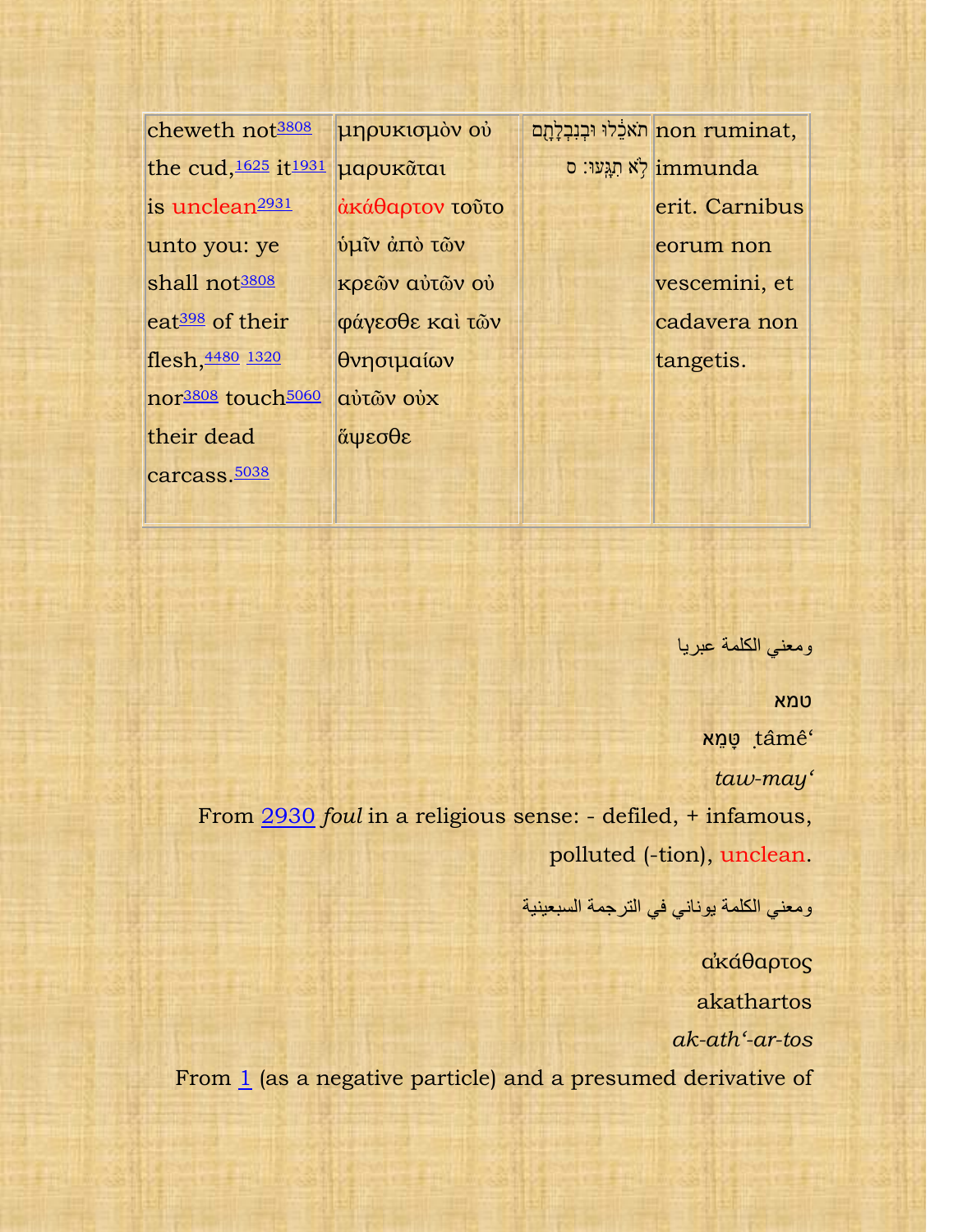| cheweth not[3808] the cud,[1625] it[1931] is unclean[2931] unto you: ye shall not[3808] eat[398] of their flesh,[4480] [1320] nor[3808] touch[5060] their dead carcass.[5038] | μηρυκισμὸν οὐ μαρυκᾶται ἀκάθαρτον τοῦτο ὑμῖν ἀπὸ τῶν κρεῶν αὐτῶν οὐ φάγεσθε καὶ τῶν θνησιμαίων αὐτῶν οὐχ ἅψεσθε | תֹאכֵ֔לוּ וּבְנִבְלָתָ֖ם לֹ֥א תִגָּֽעוּ׃ ס | non ruminat, immunda erit. Carnibus eorum non vescemini, et cadavera non tangetis. |
|---|---|---|---|

ومعني الكلمة عبريا

טמא

טָמֵא ṭâmê'

*taw-may'*

From 2930 *foul* in a religious sense: - defiled, + infamous, polluted (-tion), unclean.

ومعني الكلمة يوناني في الترجمة السبعينية

ἀκάθαρτος

akathartos

*ak-ath'-ar-tos*

From 1 (as a negative particle) and a presumed derivative of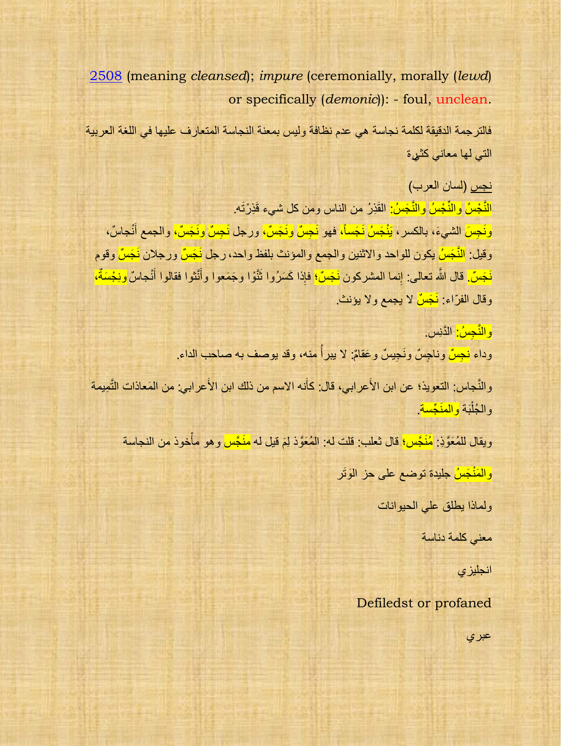2508 (meaning *cleansed*); *impure* (ceremonially, morally (*lewd*) or specifically (*demonic*)): - foul, unclean.

فالترجمة الدقيقة لكلمة نجاسة هي عدم نظافة وليس بمعنة النجاسة المتعارف عليها في اللغة العربية التي لها معاني كثيرة

نجس (لسان العرب)

النَّجْسُ والنِّجْسُ والنَّجَسُ: القَذِرُ من الناس ومن كل شيء قَذِرْتَه.

ونَجِسَ الشيءَ، بالكسر، يَنْجَسُ نَجَساً، فهو نَجِسٌ ونَجَسٌ، ورجل نَجِسٌ ونَجَسٌ، والجمع أَنْجاسٌ، وقيل: النَّجَسُ يكون للواحد والاثنين والجمع والمؤنث بلفظ واحد، رجل نَجَسٌ ورجلان نَجَسٌ وقوم نَجَسٌ. قال الله تعالى: إِنما المشركون نَجَسٌ؛ فإِذا كَسَرُوا ثَنَّوْا وجَمَعوا وأَنَّثوا فقالوا أَنْجاسٌ ونِجْسَةٌ، وقال الفرّاء: نَجَسٌ لا يجمع ولا يؤنث.

والنَّجِسُ: الدَّنِس.

وداء نجِسٌ وناجِسٌ ونَجِيسٌ وعَقامٌ: لا يبرأُ منه، وقد يوصف به صاحب الداء.

والنَّجاس: التعويذ؛ عن ابن الأَعرابي، قال: كأَنه الاسم من ذلك ابن الأَعرابي: من المَعاذات التَّمِيمة والجُلْبَة والمنَجِّسة.

ويقال للمُعَوَّذِ: مُنَجَّس؛ قال ثعلب: قلت له: المُعَوَّذ لِمَ قيل له منَجَّس وهو مأْخوذ من النجاسة

والمَنْجَسُ جليدة توضع على حز الوَتَر

ولماذا يطلق علي الحيوانات

معني كلمة دناسة

انجليزي

Defiledst or profaned

عبري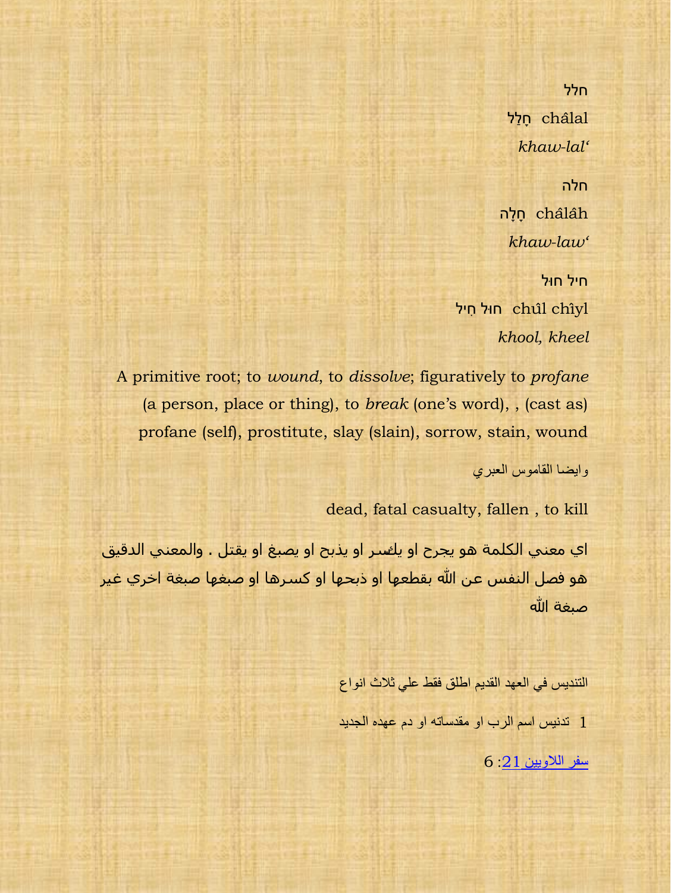חלל

חָלַל châlal

*khaw-lal'*

חלה

חָלָה châlâh

*khaw-law'*

חיל חול

חוּל חִיל chûl chîyl

*khool, kheel*

A primitive root; to *wound*, to *dissolve*; figuratively to *profane* (a person, place or thing), to *break* (one's word), , (cast as) profane (self), prostitute, slay (slain), sorrow, stain, wound

وايضا القاموس العبري

dead, fatal casualty, fallen , to kill

اي معني الكلمة هو يجرح او يكسر او يذبح او يصبغ او يقتل . والمعني الدقيق هو فصل النفس عن الله بقطعها او ذبحها او كسرها او صبغها صبغة اخري غير صبغة الله

التنديس في العهد القديم اطلق فقط علي ثلاث انواع

1 تدنيس اسم الرب او مقدساته او دم عهده الجديد

سفر اللاويين 21: 6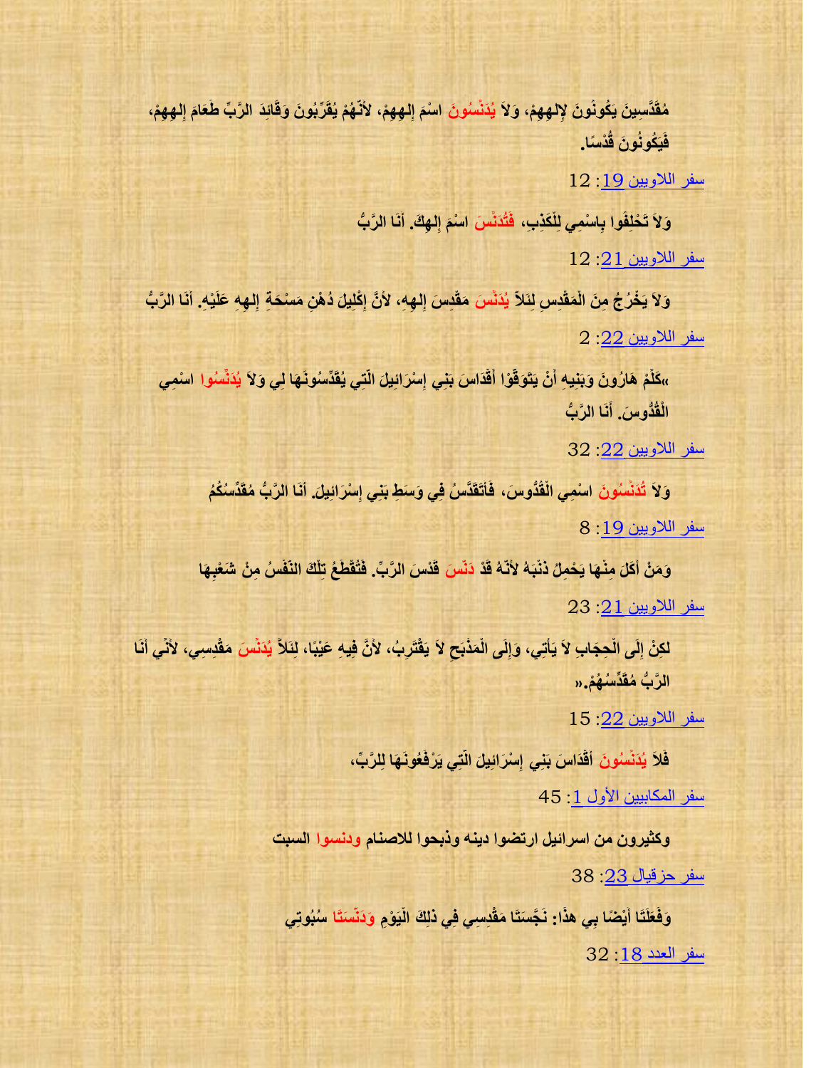**مُقَدَّسِينَ يَكُونُونَ لإِلهِهِمْ، وَلاَ يُدَنِّسُونَ اسْمَ إِلهِهِمْ، لأَنَّهُمْ يُقَرِّبُونَ وَقَائِدَ الرَّبِّ طَعَامَ إِلهِهِمْ، فَيَكُونُونَ قُدْسًا.**

سفر اللاويين 19: 12

**وَلاَ تَحْلِفُوا بِاسْمِي لِلْكَذِبِ، فَتُدَنِّسَ اسْمَ إِلهِكَ. أَنَا الرَّبُّ**

سفر اللاويين 21: 12

**وَلاَ يَخْرُجُ مِنَ الْمَقْدِسِ لِئَلاَّ يُدَنِّسَ مَقْدِسَ إِلهِهِ، لأَنَّ إِكْلِيلَ دُهْنِ مَسْحَةِ إِلهِهِ عَلَيْهِ. أَنَا الرَّبُّ**

سفر اللاويين 22: 2

**«كَلِّمْ هَارُونَ وَبَنِيهِ أَنْ يَتَوَقَّوْا أَقْدَاسَ بَنِي إِسْرَائِيلَ الَّتِي يُقَدِّسُونَهَا لِي وَلاَ يُدَنِّسُوا اسْمِي الْقُدُّوسَ. أَنَا الرَّبُّ**

سفر اللاويين 22: 32

**وَلاَ تُدَنِّسُونَ اسْمِي الْقُدُّوسَ، فَأَتَقَدَّسُ فِي وَسَطِ بَنِي إِسْرَائِيلَ. أَنَا الرَّبُّ مُقَدِّسُكُمُ**

سفر اللاويين 19: 8

**وَمَنْ أَكَلَ مِنْهَا يَحْمِلُ ذَنْبَهُ لأَنَّهُ قَدْ دَنَّسَ قُدْسَ الرَّبِّ. فَتُقْطَعُ تِلْكَ النَّفْسُ مِنْ شَعْبِهَا**

سفر اللاويين 21: 23

**لكِنْ إِلَى الْحِجَابِ لاَ يَأْتِي، وَإِلَى الْمَذْبَحِ لاَ يَقْتَرِبُ، لأَنَّ فِيهِ عَيْبًا، لِئَلاَّ يُدَنِّسَ مَقْدِسِي، لأَنِّي أَنَا الرَّبُّ مُقَدِّسُهُمْ.»**

سفر اللاويين 22: 15

**فَلاَ يُدَنِّسُونَ أَقْدَاسَ بَنِي إِسْرَائِيلَ الَّتِي يَرْفَعُونَهَا لِلرَّبِّ،**

سفر المكابيين الأول 1: 45

**وكثيرون من اسرائيل ارتضوا دينه وذبحوا للاصنام ودنسوا السبت**

سفر حزقيال 23: 38

**وَفَعَلَتَا أَيْضًا بِي هذَا: نَجَّسَتَا مَقْدِسِي فِي ذلِكَ الْيَوْمِ وَدَنَّسَتَا سُبُوتِي**

سفر العدد 18: 32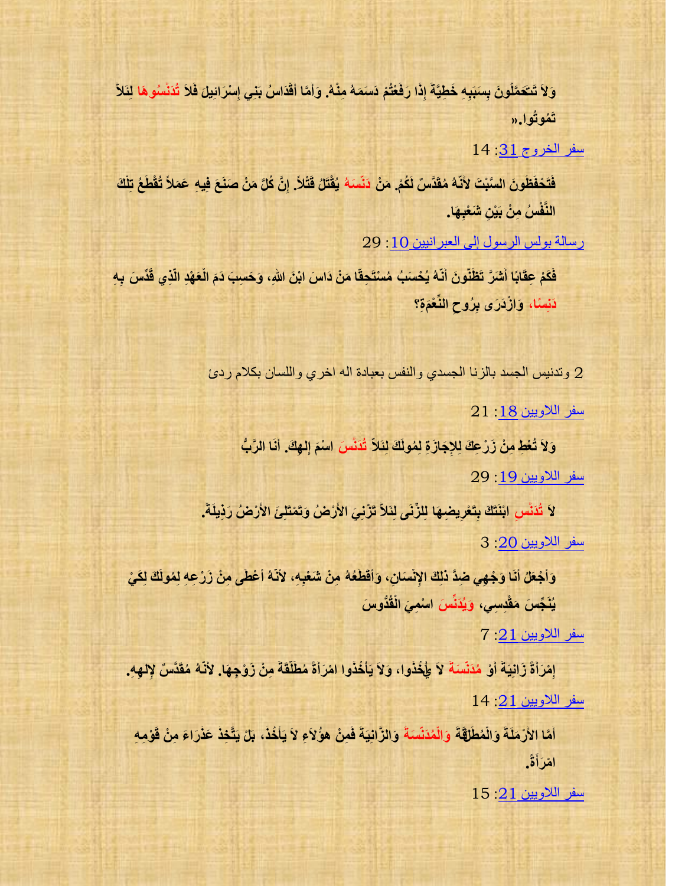**وَلاَ تَتَحَمَّلُونَ بِسَبَبِهِ خَطِيَّةً إِذَا رَفَعْتُمْ دَسَمَهُ مِنْهُ. وَأَمَّا أَقْدَاسُ بَنِي إِسْرَائِيلَ فَلاَ تُدَنِّسُوهَا لِئَلاَّ تَمُوتُوا.«**

سفر الخروج 31: 14

**فَتَحْفَظُونَ السَّبْتَ لأَنَّهُ مُقَدَّسٌ لَكُمْ. مَنْ دَنَّسَهُ يُقْتَلُ قَتْلاً. إِنَّ كُلَّ مَنْ صَنَعَ فِيهِ عَمَلاً تُقْطَعُ تِلْكَ النَّفْسُ مِنْ بَيْنِ شَعْبِهَا.**

رسالة بولس الرسول إلى العبرانيين 10: 29

**فَكَمْ عِقَابًا أَشَرَّ تَظُنُّونَ أَنَّهُ يُحْسَبُ مُسْتَحِقًّا مَنْ دَاسَ ابْنَ اللهِ، وَحَسِبَ دَمَ الْعَهْدِ الَّذِي قُدِّسَ بِهِ دَنِسًا، وَازْدَرَى بِرُوحِ النِّعْمَةِ؟**

2 وتدنيس الجسد بالزنا الجسدي والنفس بعبادة اله اخري واللسان بكلام ردئ

سفر اللاويين 18: 21

**وَلاَ تُعْطِ مِنْ زَرْعِكَ لِلإِجَازَةِ لِمُولَكَ لِئَلاَّ تُدَنِّسَ اسْمَ إِلهِكَ. أَنَا الرَّبُّ**

سفر اللاويين 19: 29

**لاَ تُدَنِّسِ ابْنَتَكَ بِتَعْرِيضِهَا لِلزِّنَى لِئَلاَّ تَزْنِيَ الأَرْضُ وَتَمْتَلِئَ الأَرْضُ رَذِيلَةً.**

سفر اللاويين 20: 3

**وَأَجْعَلُ أَنَا وَجْهِي ضِدَّ ذلِكَ الإِنْسَانِ، وَأَقْطَعُهُ مِنْ شَعْبِهِ، لأَنَّهُ أَعْطَى مِنْ زَرْعِهِ لِمُولَكَ لِكَيْ يُنَجِّسَ مَقْدِسِي، وَيُدَنِّسَ اسْمِيَ الْقُدُّوسَ**

سفر اللاويين 21: 7

**اِمْرَأَةً زَانِيَةً أَوْ مُدَنَّسَةً لاَ يَأْخُذُوا، وَلاَ يَأْخُذُوا امْرَأَةً مُطَلَّقَةً مِنْ زَوْجِهَا. لأَنَّهُ مُقَدَّسٌ لإِلهِهِ.**

سفر اللاويين 21: 14

**أَمَّا الأَرْمَلَةُ وَالْمُطَلَّقَةُ وَالْمُدَنَّسَةُ وَالزَّانِيَةُ فَمِنْ هؤُلاَءِ لاَ يَأْخُذْ، بَلْ يَتَّخِذُ عَذْرَاءَ مِنْ قَوْمِهِ امْرَأَةً.**

سفر اللاويين 21: 15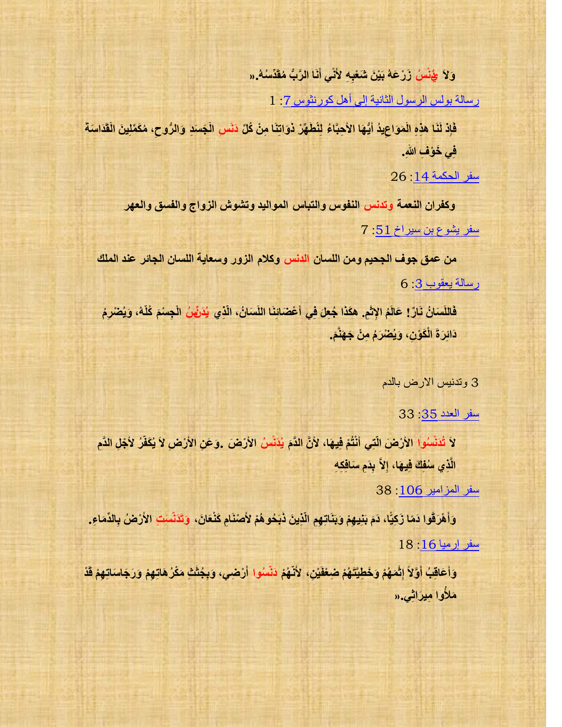**وَلاَ يُدَنِّسُ زَرْعَهُ بَيْنَ شَعْبِهِ لأَنِّي أَنَا الرَّبُّ مُقَدِّسُهُ.»**

رسالة بولس الرسول الثانية إلى أهل كورنثوس 7: 1

**فَإِذْ لَنَا هذِهِ الْمَوَاعِيدُ أَيُّهَا الأَحِبَّاءُ لِنُطَهِّرْ ذَوَاتِنَا مِنْ كُلِّ دَنَسِ الْجَسَدِ وَالرُّوحِ، مُكَمِّلِينَ الْقَدَاسَةَ فِي خَوْفِ اللهِ.**

سفر الحكمة 14: 26

**وكفران النعمة وتدنس النفوس والتباس المواليد وتشوش الزواج والفسق والعهر**

سفر يشوع بن سيراخ 51: 7

**من عمق جوف الجحيم ومن اللسان الدنس وكلام الزور وسعاية اللسان الجائر عند الملك**

رسالة يعقوب 3: 6

**فَاللِّسَانُ نَارٌ! عَالَمُ الإِثْمِ. هكَذَا جُعِلَ فِي أَعْضَائِنَا اللِّسَانُ، الَّذِي يُدَنِّسُ الْجِسْمَ كُلَّهُ، وَيُضْرِمُ دَائِرَةَ الْكَوْنِ، وَيُضْرَمُ مِنْ جَهَنَّمَ.**

3 وتدنيس الارض بالدم

سفر العدد 35: 33

**لاَ تُدَنِّسُوا الأَرْضَ الَّتِي أَنْتُمْ فِيهَا، لأَنَّ الدَّمَ يُدَنِّسُ الأَرْضَ .وَعَنِ الأَرْضِ لاَ يُكَفَّرُ لأَجْلِ الدَّمِ الَّذِي سُفِكَ فِيهَا، إِلاَّ بِدَمِ سَافِكِهِ**

سفر المزامير 106: 38

**وَأَهْرَقُوا دَمًا زَكِيًّا، دَمَ بَنِيهِمْ وَبَنَاتِهِمِ الَّذِينَ ذَبَحُوهُمْ لأَصْنَامِ كَنْعَانَ، وَتَدَنَّسَتِ الأَرْضُ بِالدِّمَاءِ.**

سفر إرميا 16: 18

**وَأُعَاقِبُ أَوَّلاً إِثْمَهُمْ وَخَطِيَّتَهُمْ ضِعْفَيْنِ، لأَنَّهُمْ دَنَّسُوا أَرْضِي، وَبِجُثَثِ مَكْرُهَاتِهِمْ وَرَجَاسَاتِهِمْ قَدْ مَلأُوا مِيرَاثِي.»**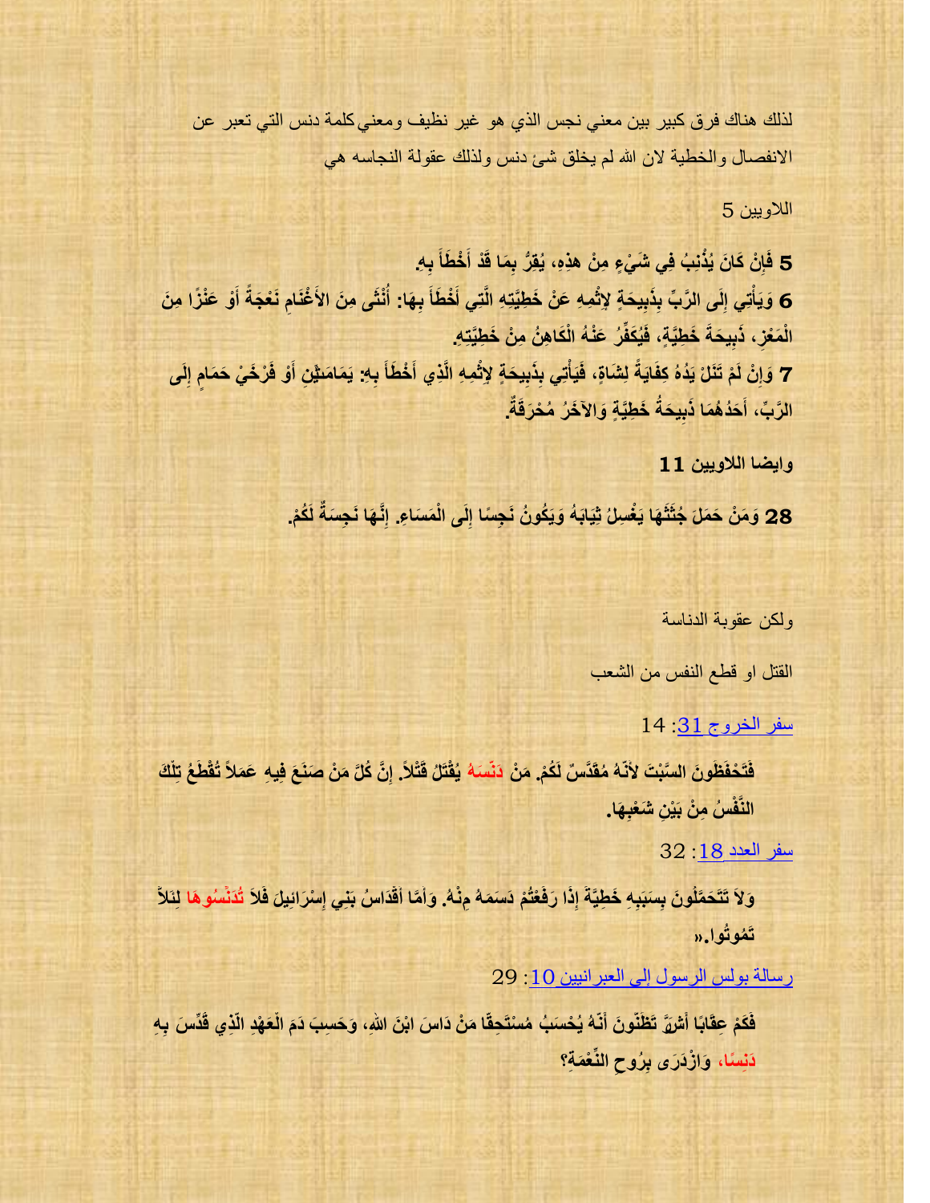لذلك هناك فرق كبير بين معني نجس الذي هو غير نظيف ومعني كلمة دنس التي تعبر عن الانفصال والخطية لان الله لم يخلق شئ دنس ولذلك عقولة النجاسه هي

اللاويين 5

**5 فَإِنْ كَانَ يُذْنِبُ فِي شَيْءٍ مِنْ هذِهِ، يُقِرُّ بِمَا قَدْ أَخْطَأَ بِهِ.**
**6 وَيَأْتِي إِلَى الرَّبِّ بِذَبِيحَةٍ لإِثْمِهِ عَنْ خَطِيَّتِهِ الَّتِي أَخْطَأَ بِهَا: أُنْثَى مِنَ الأَغْنَامِ نَعْجَةً أَوْ عَنْزًا مِنَ الْمَعْزِ، ذَبِيحَةَ خَطِيَّةٍ، فَيُكَفِّرُ عَنْهُ الْكَاهِنُ مِنْ خَطِيَّتِهِ.**
**7 وَإِنْ لَمْ تَنَلْ يَدُهُ كِفَايَةً لِشَاةٍ، فَيَأْتِي بِذَبِيحَةٍ لإِثْمِهِ الَّذِي أَخْطَأَ بِهِ: يَمَامَتَيْنِ أَوْ فَرْخَيْ حَمَامٍ إِلَى الرَّبِّ، أَحَدُهُمَا ذَبِيحَةُ خَطِيَّةٍ وَالآخَرُ مُحْرَقَةٌ.**

**وايضا اللاويين 11**

**28 وَمَنْ حَمَلَ جُثَّتَهَا يَغْسِلُ ثِيَابَهُ وَيَكُونُ نَجِسًا إِلَى الْمَسَاءِ. إِنَّهَا نَجِسَةٌ لَكُمْ.**

ولكن عقوبة الدناسة

القتل او قطع النفس من الشعب

سفر الخروج 31: 14

**فَتَحْفَظُونَ السَّبْتَ لأَنَّهُ مُقَدَّسٌ لَكُمْ. مَنْ دَنَّسَهُ يُقْتَلُ قَتْلاً. إِنَّ كُلَّ مَنْ صَنَعَ فِيهِ عَمَلاً تُقْطَعُ تِلْكَ النَّفْسُ مِنْ بَيْنِ شَعْبِهَا.**

سفر العدد 18: 32

**وَلاَ تَتَحَمَّلُونَ بِسَبَبِهِ خَطِيَّةً إِذَا رَفَعْتُمْ دَسَمَهُ مِنْهُ. وَأَمَّا أَقْدَاسُ بَنِي إِسْرَائِيلَ فَلاَ تُدَنِّسُوهَا لِئَلاَّ تَمُوتُوا.»**

رسالة بولس الرسول إلى العبرانيين 10: 29

**فَكَمْ عِقَابًا أَشَرَّ تَظُنُّونَ أَنَّهُ يُحْسَبُ مُسْتَحِقًّا مَنْ دَاسَ ابْنَ اللهِ، وَحَسِبَ دَمَ الْعَهْدِ الَّذِي قُدِّسَ بِهِ دَنِسًا، وَازْدَرَى بِرُوحِ النِّعْمَةِ؟**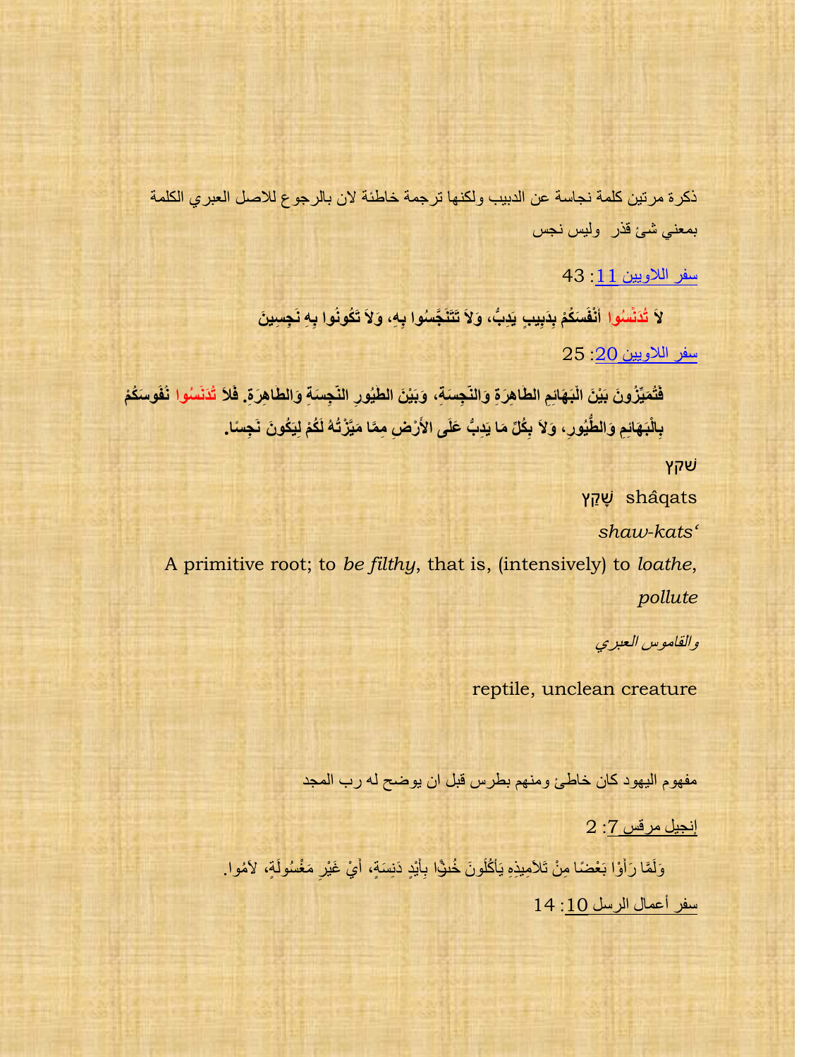ذكرة مرتين كلمة نجاسة عن الدبيب ولكنها ترجمة خاطئة لان بالرجوع للاصل العبري الكلمة بمعني شئ قذر  وليس نجس

سفر اللاويين 11: 43

**لاَ تُدَنِّسُوا أَنْفُسَكُمْ بِدَبِيبٍ يَدِبُّ، وَلاَ تَتَنَجَّسُوا بِهِ، وَلاَ تَكُونُوا بِهِ نَجِسِينَ**

سفر اللاويين 20: 25

**فَتُمَيِّزُونَ بَيْنَ الْبَهَائِمِ الطَّاهِرَةِ وَالنَّجِسَةِ، وَبَيْنَ الطُّيُورِ النَّجِسَةِ وَالطَّاهِرَةِ. فَلاَ تُدَنِّسُوا نُفُوسَكُمْ بِالْبَهَائِمِ وَالطُّيُورِ، وَلاَ بِكُلِّ مَا يَدِبُّ عَلَى الأَرْضِ مِمَّا مَيَّزْتُهُ لَكُمْ لِيَكُونَ نَجِسًا.**

שקץ

שָׁקַץ shâqats

*shaw-kats'*

A primitive root; to *be filthy*, that is, (intensively) to *loathe*, *pollute*

*والقاموس العبري*

reptile, unclean creature

مفهوم اليهود كان خاطئ ومنهم بطرس قبل ان يوضح له رب المجد

إنجيل مرقس 7: 2

وَلَمَّا رَأَوْا بَعْضًا مِنْ تَلاَمِيذِهِ يَأْكُلُونَ خُبْزًا بِأَيْدٍ دَنِسَةٍ، أَيْ غَيْرِ مَغْسُولَةٍ، لاَمُوا.

سفر أعمال الرسل 10: 14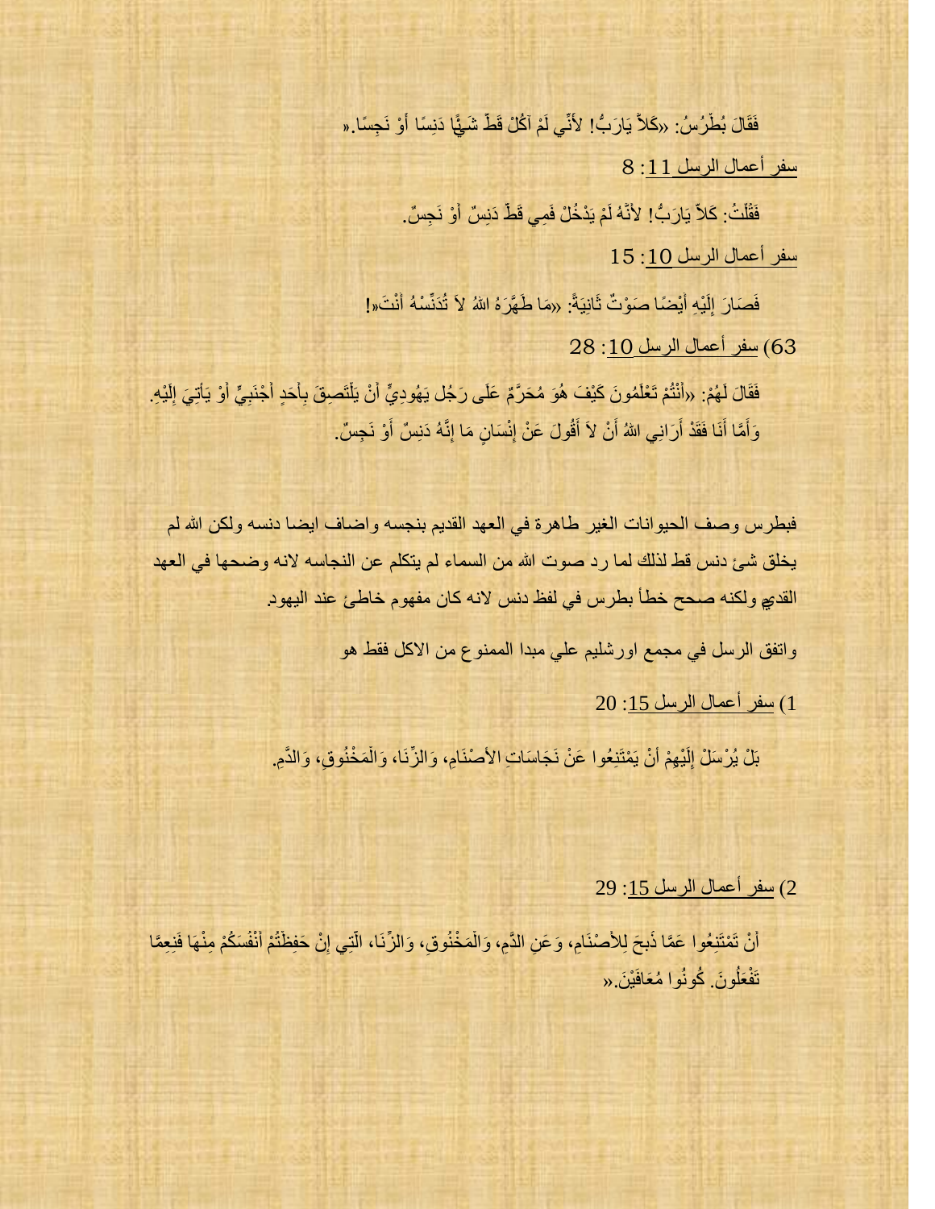فَقَالَ بُطْرُسُ: «كَلاَّ يَارَبُّ! لأَنِّي لَمْ آكُلْ قَطُّ شَيْئًا دَنِسًا أَوْ نَجِسًا.»

سفر أعمال الرسل 11: 8

فَقُلْتُ: كَلاَّ يَارَبُّ! لأَنَّهُ لَمْ يَدْخُلْ فَمِي قَطُّ دَنِسٌ أَوْ نَجِسٌ.

سفر أعمال الرسل 10: 15

فَصَارَ إِلَيْهِ أَيْضًا صَوْتٌ ثَانِيَةً: «مَا طَهَّرَهُ اللهُ لاَ تُدَنِّسْهُ أَنْتَ!»

63) سفر أعمال الرسل 10: 28

فَقَالَ لَهُمْ: «أَنْتُمْ تَعْلَمُونَ كَيْفَ هُوَ مُحَرَّمٌ عَلَى رَجُل يَهُودِيٍّ أَنْ يَلْتَصِقَ بِأَحَدٍ أَجْنَبِيٍّ أَوْ يَأْتِيَ إِلَيْهِ. وَأَمَّا أَنَا فَقَدْ أَرَانِي اللهُ أَنْ لاَ أَقُولَ عَنْ إِنْسَانٍ مَا إِنَّهُ دَنِسٌ أَوْ نَجِسٌ.

فبطرس وصف الحيوانات الغير طاهرة في العهد القديم بنجسه واضاف ايضا دنسه ولكن الله لم يخلق شئ دنس قط لذلك لما رد صوت الله من السماء لم يتكلم عن النجاسه لانه وضحها في العهد القديم ولكنه صحح خطأ بطرس في لفظ دنس لانه كان مفهوم خاطئ عند اليهود.

واتفق الرسل في مجمع اورشليم علي مبدا الممنوع من الاكل فقط هو

1) سفر أعمال الرسل 15: 20

بَلْ يُرْسَلْ إِلَيْهِمْ أَنْ يَمْتَنِعُوا عَنْ نَجَاسَاتِ الأَصْنَامِ، وَالزِّنَا، وَالْمَخْنُوقِ، وَالدَّمِ.

2) سفر أعمال الرسل 15: 29

أَنْ تَمْتَنِعُوا عَمَّا ذُبحَ لِلأَصْنَامِ، وَعَنِ الدَّمِ، وَالْمَخْنُوقِ، وَالزِّنَا، الَّتِي إِنْ حَفِظْتُمْ أَنْفُسَكُمْ مِنْهَا فَنِعِمَّا تَفْعَلُونَ. كُونُوا مُعَافَيْنَ.»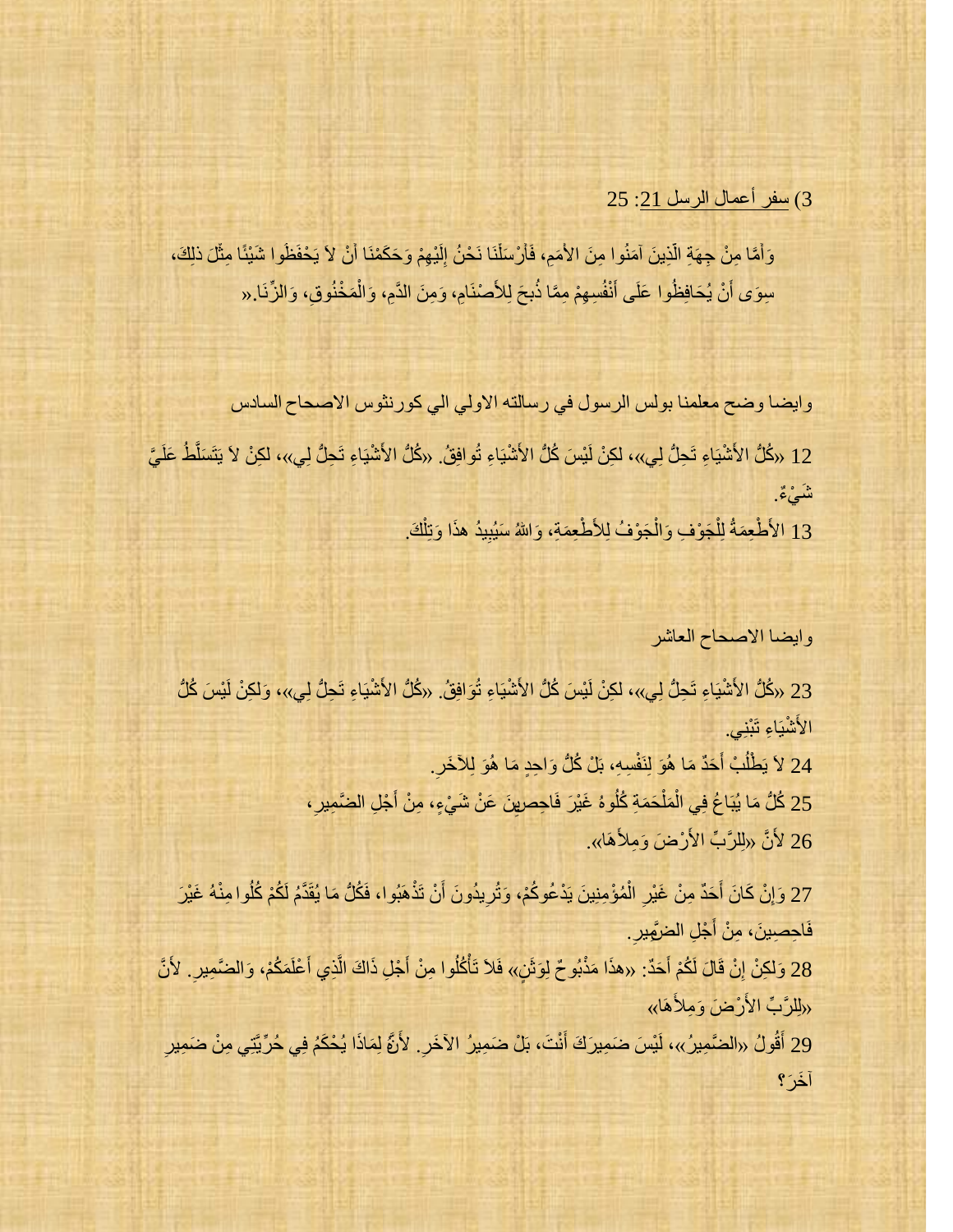3) سفر أعمال الرسل 21: 25

وَأَمَّا مِنْ جِهَةِ الَّذِينَ آمَنُوا مِنَ الأُمَمِ، فَأَرْسَلْنَا نَحْنُ إِلَيْهِمْ وَحَكَمْنَا أَنْ لاَ يَحْفَظُوا شَيْئًا مِثْلَ ذلِكَ، سِوَى أَنْ يُحَافِظُوا عَلَى أَنْفُسِهِمْ مِمَّا ذُبحَ لِلأَصْنَامِ، وَمِنَ الدَّمِ، وَالْمَخْنُوقِ، وَالزِّنَا.«

وايضا وضح معلمنا بولس الرسول في رسالته الاولي الي كورنثوس الاصحاح السادس

12 «كُلُّ الأَشْيَاءِ تَحِلُّ لِي»، لكِنْ لَيْسَ كُلُّ الأَشْيَاءِ تُوافِقُ. «كُلُّ الأَشْيَاءِ تَحِلُّ لِي»، لكِنْ لاَ يَتَسَلَّطُ عَلَيَّ شَيْءٌ.

13 الأَطْعِمَةُ لِلْجَوْفِ وَالْجَوْفُ لِلأَطْعِمَةِ، وَاللهُ سَيُبِيدُ هذَا وَتِلْكَ.

وايضا الاصحاح العاشر

23 «كُلُّ الأَشْيَاءِ تَحِلُّ لِي»، لكِنْ لَيْسَ كُلُّ الأَشْيَاءِ تُوَافِقُ. «كُلُّ الأَشْيَاءِ تَحِلُّ لِي»، وَلكِنْ لَيْسَ كُلُّ الأَشْيَاءِ تَبْنِي.

24 لاَ يَطْلُبْ أَحَدٌ مَا هُوَ لِنَفْسِهِ، بَلْ كُلُّ وَاحِدٍ مَا هُوَ لِلآخَرِ.

25 كُلُّ مَا يُبَاعُ فِي الْمَلْحَمَةِ كُلُوهُ غَيْرَ فَاحِصِينَ عَنْ شَيْءٍ، مِنْ أَجْلِ الضَّمِيرِ،

26 لأَنَّ «لِلرَّبِّ الأَرْضَ وَمِلأَهَا».

27 وَإِنْ كَانَ أَحَدٌ مِنْ غَيْرِ الْمُؤْمِنِينَ يَدْعُوكُمْ، وَتُرِيدُونَ أَنْ تَذْهَبُوا، فَكُلُّ مَا يُقَدَّمُ لَكُمْ كُلُوا مِنْهُ غَيْرَ فَاحِصِينَ، مِنْ أَجْلِ الضَّمِيرِ.

28 وَلكِنْ إِنْ قَالَ لَكُمْ أَحَدٌ: «هذَا مَذْبُوحٌ لِوَثَنٍ» فَلاَ تَأْكُلُوا مِنْ أَجْلِ ذَاكَ الَّذِي أَعْلَمَكُمْ، وَالضَّمِيرِ. لأَنَّ «لِلرَّبِّ الأَرْضَ وَمِلأَهَا»

29 أَقُولُ «الضَّمِيرُ»، لَيْسَ ضَمِيرَكَ أَنْتَ، بَلْ ضَمِيرُ الآخَرِ. لأَنَّهُ لِمَاذَا يُحْكَمُ فِي حُرِّيَّتِي مِنْ ضَمِيرِ آخَرَ؟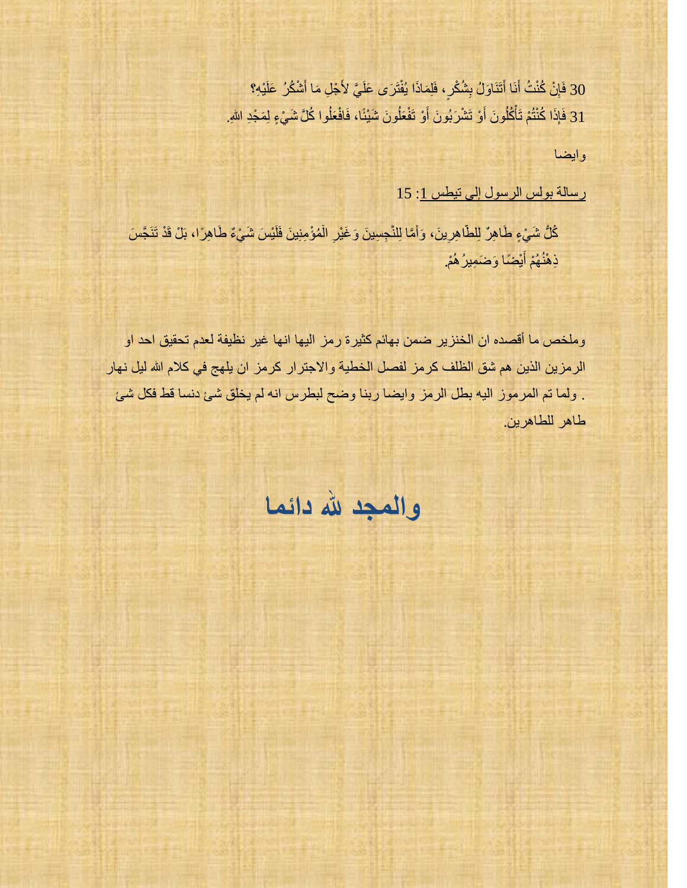30 فَإِنْ كُنْتُ أَنَا أَتَنَاوَلُ بِشُكْرٍ، فَلِمَاذَا يُفْتَرَى عَلَيَّ لأَجْلِ مَا أَشْكُرُ عَلَيْهِ؟

31 فَإِذَا كُنْتُمْ تَأْكُلُونَ أَوْ تَشْرَبُونَ أَوْ تَفْعَلُونَ شَيْئًا، فَافْعَلُوا كُلَّ شَيْءٍ لِمَجْدِ اللهِ.

وايضا

رسالة بولس الرسول إلى تيطس 1: 15

كُلُّ شَيْءٍ طَاهِرٌ لِلطَّاهِرِينَ، وَأَمَّا لِلنَّجِسِينَ وَغَيْرِ الْمُؤْمِنِينَ فَلَيْسَ شَيْءٌ طَاهِرًا، بَلْ قَدْ تَنَجَّسَ ذِهْنُهُمْ أَيْضًا وَضَمِيرُهُمْ.

وملخص ما أقصده ان الخنزير ضمن بهائم كثيرة رمز اليها انها غير نظيفة لعدم تحقيق احد او الرمزين الذين هم شق الظلف كرمز لفصل الخطية والاجترار كرمز ان يلهج في كلام الله ليل نهار . ولما تم المرموز اليه بطل الرمز وايضا ربنا وضح لبطرس انه لم يخلق شئ دنسا قط فكل شئ طاهر للطاهرين.

**والمجد لله دائما**